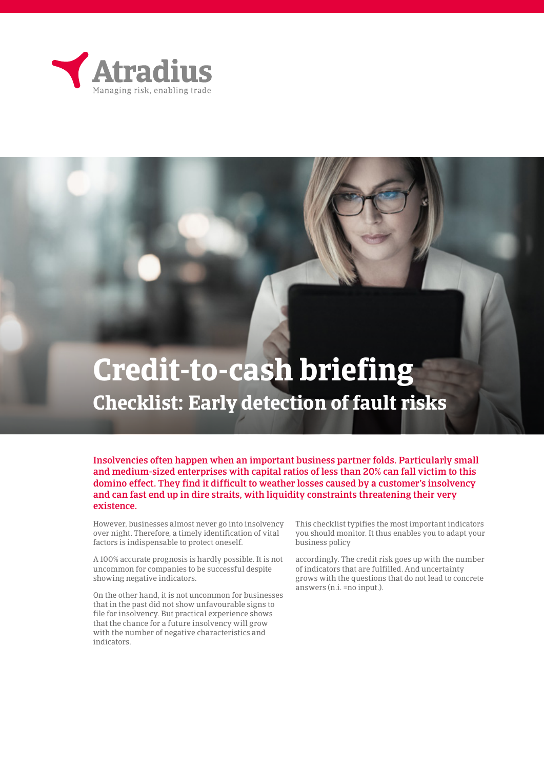Atradius

Managing risk, enabling trade

# Credit-to-cash briefing

## Checklist: Early detection of fault risks

**Insolvencies often happen when an important business partner folds. Particularly small and medium-sized enterprises with capital ratios of less than 20% can fall victim to this domino effect. They find it difficult to weather losses caused by a customer's insolvency and can fast end up in dire straits, with liquidity constraints threatening their very existence.**

However, businesses almost never go into insolvency over night. Therefore, a timely identification of vital factors is indispensable to protect oneself.

A 100% accurate prognosis is hardly possible. It is not uncommon for companies to be successful despite showing negative indicators.

On the other hand, it is not uncommon for businesses that in the past did not show unfavourable signs to file for insolvency. But practical experience shows that the chance for a future insolvency will grow with the number of negative characteristics and indicators.

This checklist typifies the most important indicators you should monitor. It thus enables you to adapt your business policy

accordingly. The credit risk goes up with the number of indicators that are fulfilled. And uncertainty grows with the questions that do not lead to concrete answers (n.i. =no input.).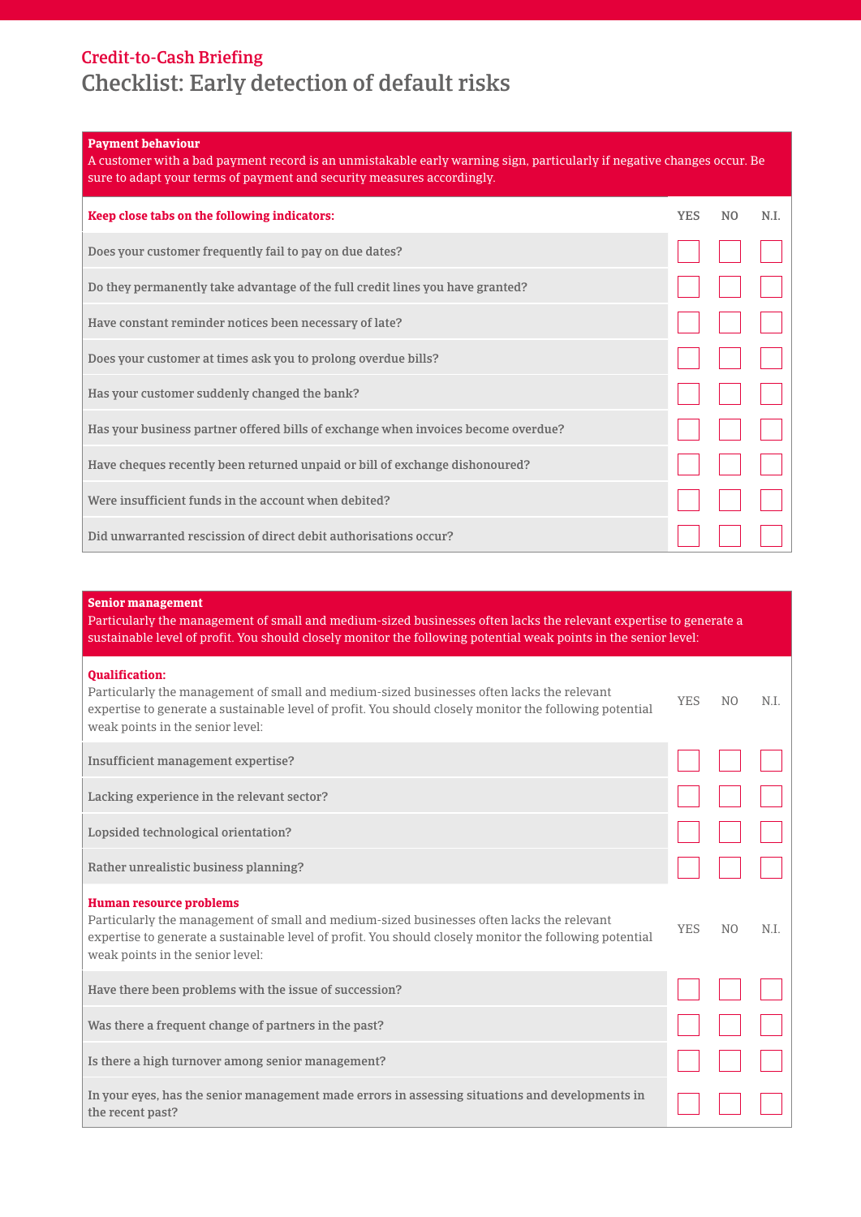Credit-to-Cash Briefing

# Checklist: Early detection of default risks

**Payment behaviour**

A customer with a bad payment record is an unmistakable early warning sign, particularly if negative changes occur. Be sure to adapt your terms of payment and security measures accordingly.

| **Keep close tabs on the following indicators:** | YES | NO | N.I. |
|---|---|---|---|
| Does your customer frequently fail to pay on due dates? | ☐ | ☐ | ☐ |
| Do they permanently take advantage of the full credit lines you have granted? | ☐ | ☐ | ☐ |
| Have constant reminder notices been necessary of late? | ☐ | ☐ | ☐ |
| Does your customer at times ask you to prolong overdue bills? | ☐ | ☐ | ☐ |
| Has your customer suddenly changed the bank? | ☐ | ☐ | ☐ |
| Has your business partner offered bills of exchange when invoices become overdue? | ☐ | ☐ | ☐ |
| Have cheques recently been returned unpaid or bill of exchange dishonoured? | ☐ | ☐ | ☐ |
| Were insufficient funds in the account when debited? | ☐ | ☐ | ☐ |
| Did unwarranted rescission of direct debit authorisations occur? | ☐ | ☐ | ☐ |

**Senior management**

Particularly the management of small and medium-sized businesses often lacks the relevant expertise to generate a sustainable level of profit. You should closely monitor the following potential weak points in the senior level:

| **Qualification:** Particularly the management of small and medium-sized businesses often lacks the relevant expertise to generate a sustainable level of profit. You should closely monitor the following potential weak points in the senior level: | YES | NO | N.I. |
|---|---|---|---|
| Insufficient management expertise? | ☐ | ☐ | ☐ |
| Lacking experience in the relevant sector? | ☐ | ☐ | ☐ |
| Lopsided technological orientation? | ☐ | ☐ | ☐ |
| Rather unrealistic business planning? | ☐ | ☐ | ☐ |

| **Human resource problems** Particularly the management of small and medium-sized businesses often lacks the relevant expertise to generate a sustainable level of profit. You should closely monitor the following potential weak points in the senior level: | YES | NO | N.I. |
|---|---|---|---|
| Have there been problems with the issue of succession? | ☐ | ☐ | ☐ |
| Was there a frequent change of partners in the past? | ☐ | ☐ | ☐ |
| Is there a high turnover among senior management? | ☐ | ☐ | ☐ |
| In your eyes, has the senior management made errors in assessing situations and developments in the recent past? | ☐ | ☐ | ☐ |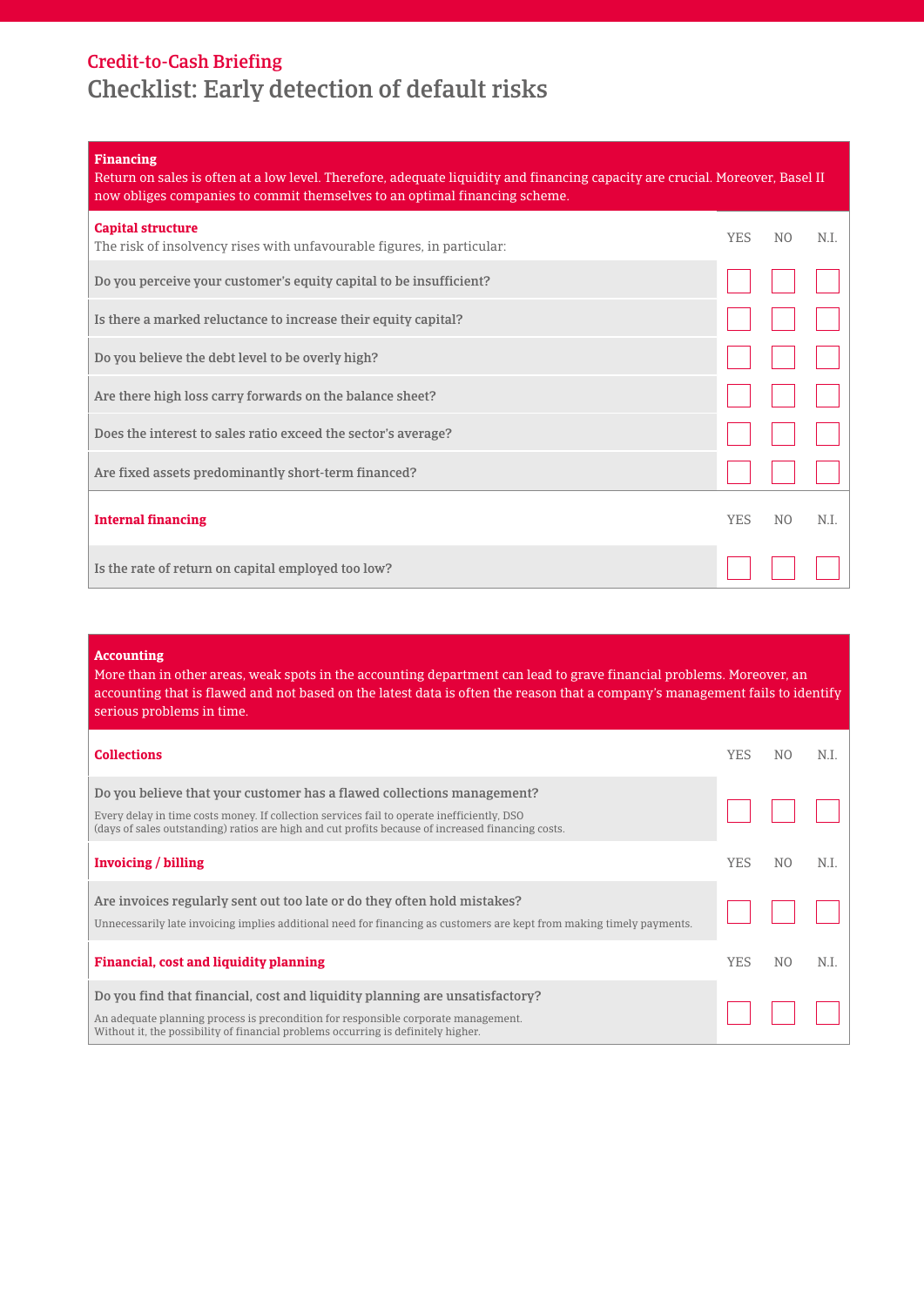## Credit-to-Cash Briefing

# Checklist: Early detection of default risks

### Financing

Return on sales is often at a low level. Therefore, adequate liquidity and financing capacity are crucial. Moreover, Basel II now obliges companies to commit themselves to an optimal financing scheme.

| **Capital structure**<br>The risk of insolvency rises with unfavourable figures, in particular: | YES | NO | N.I. |
|---|---|---|---|
| Do you perceive your customer's equity capital to be insufficient? | ☐ | ☐ | ☐ |
| Is there a marked reluctance to increase their equity capital? | ☐ | ☐ | ☐ |
| Do you believe the debt level to be overly high? | ☐ | ☐ | ☐ |
| Are there high loss carry forwards on the balance sheet? | ☐ | ☐ | ☐ |
| Does the interest to sales ratio exceed the sector's average? | ☐ | ☐ | ☐ |
| Are fixed assets predominantly short-term financed? | ☐ | ☐ | ☐ |

| **Internal financing** | YES | NO | N.I. |
|---|---|---|---|
| Is the rate of return on capital employed too low? | ☐ | ☐ | ☐ |

### Accounting

More than in other areas, weak spots in the accounting department can lead to grave financial problems. Moreover, an accounting that is flawed and not based on the latest data is often the reason that a company's management fails to identify serious problems in time.

| **Collections** | YES | NO | N.I. |
|---|---|---|---|
| Do you believe that your customer has a flawed collections management?<br>Every delay in time costs money. If collection services fail to operate inefficiently, DSO (days of sales outstanding) ratios are high and cut profits because of increased financing costs. | ☐ | ☐ | ☐ |

| **Invoicing / billing** | YES | NO | N.I. |
|---|---|---|---|
| Are invoices regularly sent out too late or do they often hold mistakes?<br>Unnecessarily late invoicing implies additional need for financing as customers are kept from making timely payments. | ☐ | ☐ | ☐ |

| **Financial, cost and liquidity planning** | YES | NO | N.I. |
|---|---|---|---|
| Do you find that financial, cost and liquidity planning are unsatisfactory?<br>An adequate planning process is precondition for responsible corporate management. Without it, the possibility of financial problems occurring is definitely higher. | ☐ | ☐ | ☐ |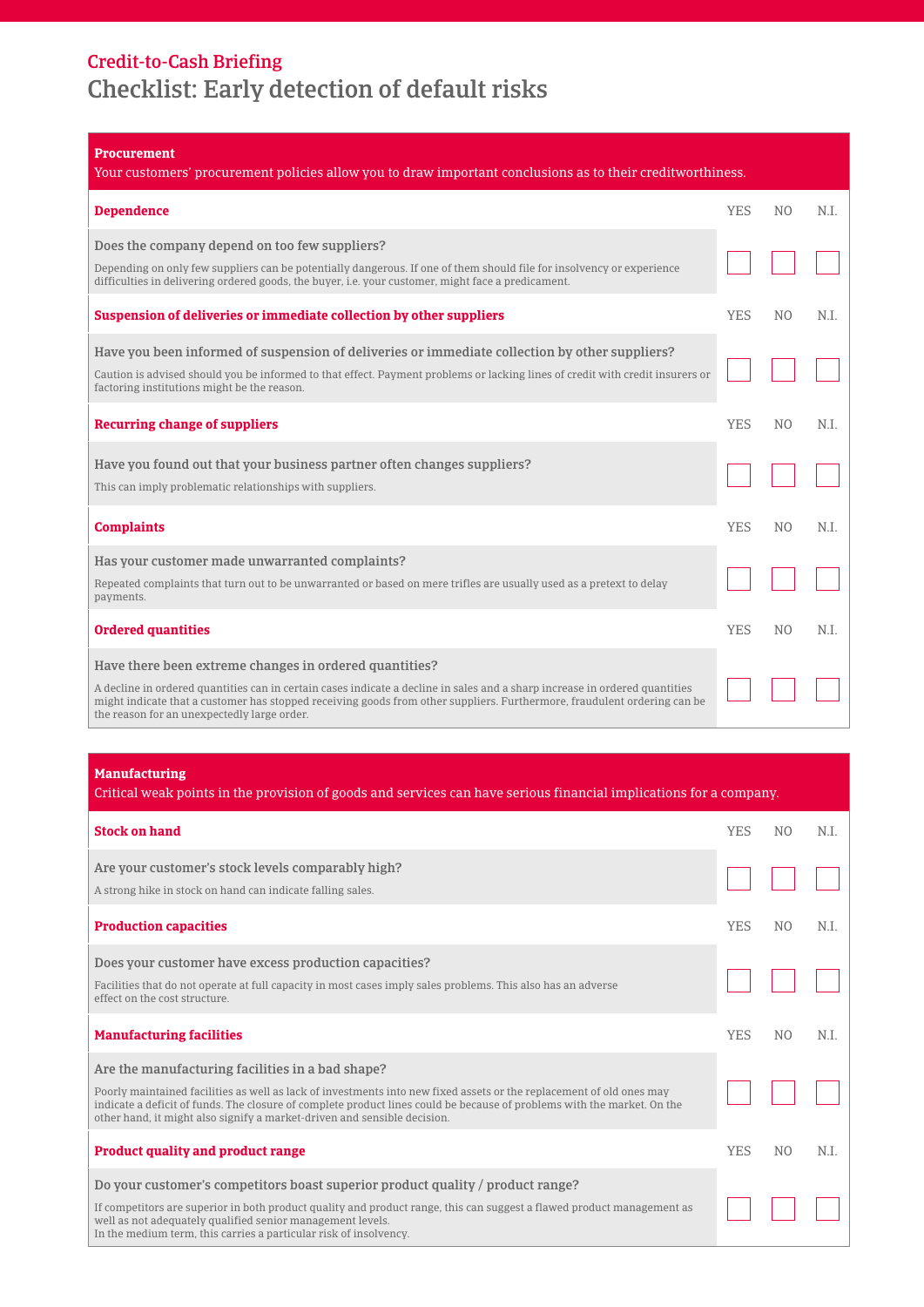Credit-to-Cash Briefing

# Checklist: Early detection of default risks

## Procurement

Your customers' procurement policies allow you to draw important conclusions as to their creditworthiness.

| Dependence | YES | NO | N.I. |
|---|---|---|---|
| **Does the company depend on too few suppliers?**<br>Depending on only few suppliers can be potentially dangerous. If one of them should file for insolvency or experience difficulties in delivering ordered goods, the buyer, i.e. your customer, might face a predicament. | ☐ | ☐ | ☐ |

| Suspension of deliveries or immediate collection by other suppliers | YES | NO | N.I. |
|---|---|---|---|
| **Have you been informed of suspension of deliveries or immediate collection by other suppliers?**<br>Caution is advised should you be informed to that effect. Payment problems or lacking lines of credit with credit insurers or factoring institutions might be the reason. | ☐ | ☐ | ☐ |

| Recurring change of suppliers | YES | NO | N.I. |
|---|---|---|---|
| **Have you found out that your business partner often changes suppliers?**<br>This can imply problematic relationships with suppliers. | ☐ | ☐ | ☐ |

| Complaints | YES | NO | N.I. |
|---|---|---|---|
| **Has your customer made unwarranted complaints?**<br>Repeated complaints that turn out to be unwarranted or based on mere trifles are usually used as a pretext to delay payments. | ☐ | ☐ | ☐ |

| Ordered quantities | YES | NO | N.I. |
|---|---|---|---|
| **Have there been extreme changes in ordered quantities?**<br>A decline in ordered quantities can in certain cases indicate a decline in sales and a sharp increase in ordered quantities might indicate that a customer has stopped receiving goods from other suppliers. Furthermore, fraudulent ordering can be the reason for an unexpectedly large order. | ☐ | ☐ | ☐ |

## Manufacturing

Critical weak points in the provision of goods and services can have serious financial implications for a company.

| Stock on hand | YES | NO | N.I. |
|---|---|---|---|
| **Are your customer's stock levels comparably high?**<br>A strong hike in stock on hand can indicate falling sales. | ☐ | ☐ | ☐ |

| Production capacities | YES | NO | N.I. |
|---|---|---|---|
| **Does your customer have excess production capacities?**<br>Facilities that do not operate at full capacity in most cases imply sales problems. This also has an adverse effect on the cost structure. | ☐ | ☐ | ☐ |

| Manufacturing facilities | YES | NO | N.I. |
|---|---|---|---|
| **Are the manufacturing facilities in a bad shape?**<br>Poorly maintained facilities as well as lack of investments into new fixed assets or the replacement of old ones may indicate a deficit of funds. The closure of complete product lines could be because of problems with the market. On the other hand, it might also signify a market-driven and sensible decision. | ☐ | ☐ | ☐ |

| Product quality and product range | YES | NO | N.I. |
|---|---|---|---|
| **Do your customer's competitors boast superior product quality / product range?**<br>If competitors are superior in both product quality and product range, this can suggest a flawed product management as well as not adequately qualified senior management levels.<br>In the medium term, this carries a particular risk of insolvency. | ☐ | ☐ | ☐ |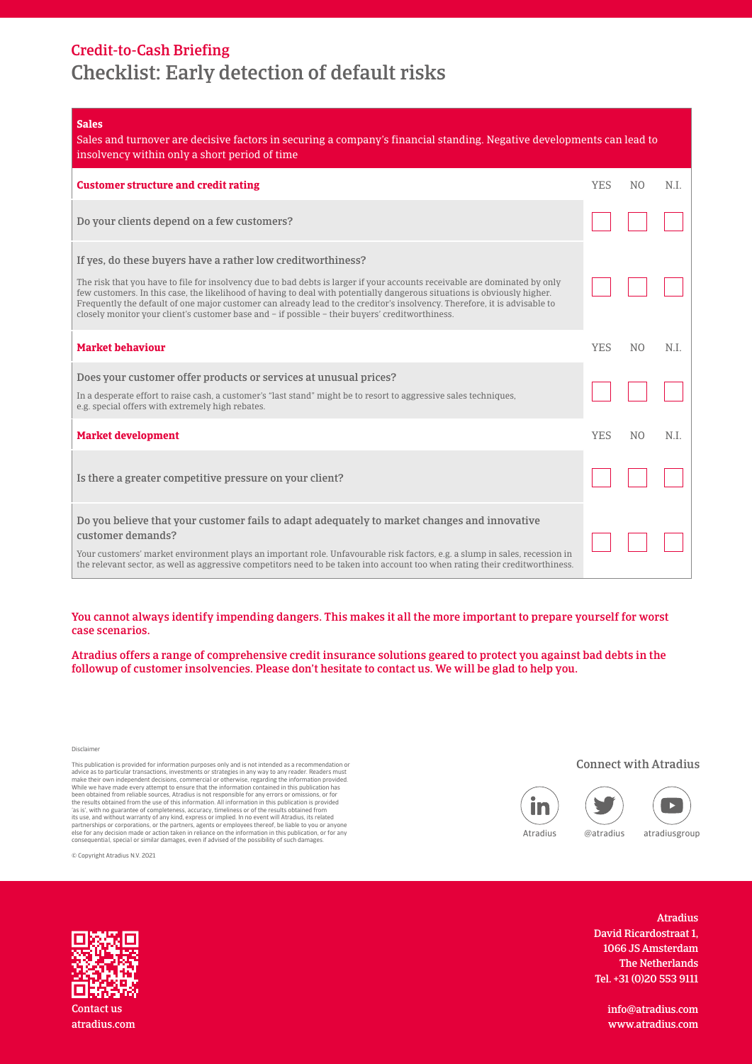## Credit-to-Cash Briefing

# Checklist: Early detection of default risks

**Sales**

Sales and turnover are decisive factors in securing a company's financial standing. Negative developments can lead to insolvency within only a short period of time

| **Customer structure and credit rating** | YES | NO | N.I. |
|---|---|---|---|
| Do your clients depend on a few customers? | ☐ | ☐ | ☐ |
| If yes, do these buyers have a rather low creditworthiness?<br><br>The risk that you have to file for insolvency due to bad debts is larger if your accounts receivable are dominated by only few customers. In this case, the likelihood of having to deal with potentially dangerous situations is obviously higher. Frequently the default of one major customer can already lead to the creditor's insolvency. Therefore, it is advisable to closely monitor your client's customer base and – if possible – their buyers' creditworthiness. | ☐ | ☐ | ☐ |

| **Market behaviour** | YES | NO | N.I. |
|---|---|---|---|
| Does your customer offer products or services at unusual prices?<br><br>In a desperate effort to raise cash, a customer's "last stand" might be to resort to aggressive sales techniques, e.g. special offers with extremely high rebates. | ☐ | ☐ | ☐ |

| **Market development** | YES | NO | N.I. |
|---|---|---|---|
| Is there a greater competitive pressure on your client? | ☐ | ☐ | ☐ |
| Do you believe that your customer fails to adapt adequately to market changes and innovative customer demands?<br><br>Your customers' market environment plays an important role. Unfavourable risk factors, e.g. a slump in sales, recession in the relevant sector, as well as aggressive competitors need to be taken into account too when rating their creditworthiness. | ☐ | ☐ | ☐ |

You cannot always identify impending dangers. This makes it all the more important to prepare yourself for worst case scenarios.

Atradius offers a range of comprehensive credit insurance solutions geared to protect you against bad debts in the followup of customer insolvencies. Please don't hesitate to contact us. We will be glad to help you.

Disclaimer

This publication is provided for information purposes only and is not intended as a recommendation or advice as to particular transactions, investments or strategies in any way to any reader. Readers must make their own independent decisions, commercial or otherwise, regarding the information provided. While we have made every attempt to ensure that the information contained in this publication has been obtained from reliable sources, Atradius is not responsible for any errors or omissions, or for the results obtained from the use of this information. All information in this publication is provided 'as is', with no guarantee of completeness, accuracy, timeliness or of the results obtained from its use, and without warranty of any kind, express or implied. In no event will Atradius, its related partnerships or corporations, or the partners, agents or employees thereof, be liable to you or anyone else for any decision made or action taken in reliance on the information in this publication, or for any consequential, special or similar damages, even if advised of the possibility of such damages.

© Copyright Atradius N.V. 2021

Connect with Atradius

Atradius @atradius atradiusgroup

Contact us
atradius.com

Atradius
David Ricardostraat 1,
1066 JS Amsterdam
The Netherlands
Tel. +31 (0)20 553 9111

info@atradius.com
www.atradius.com